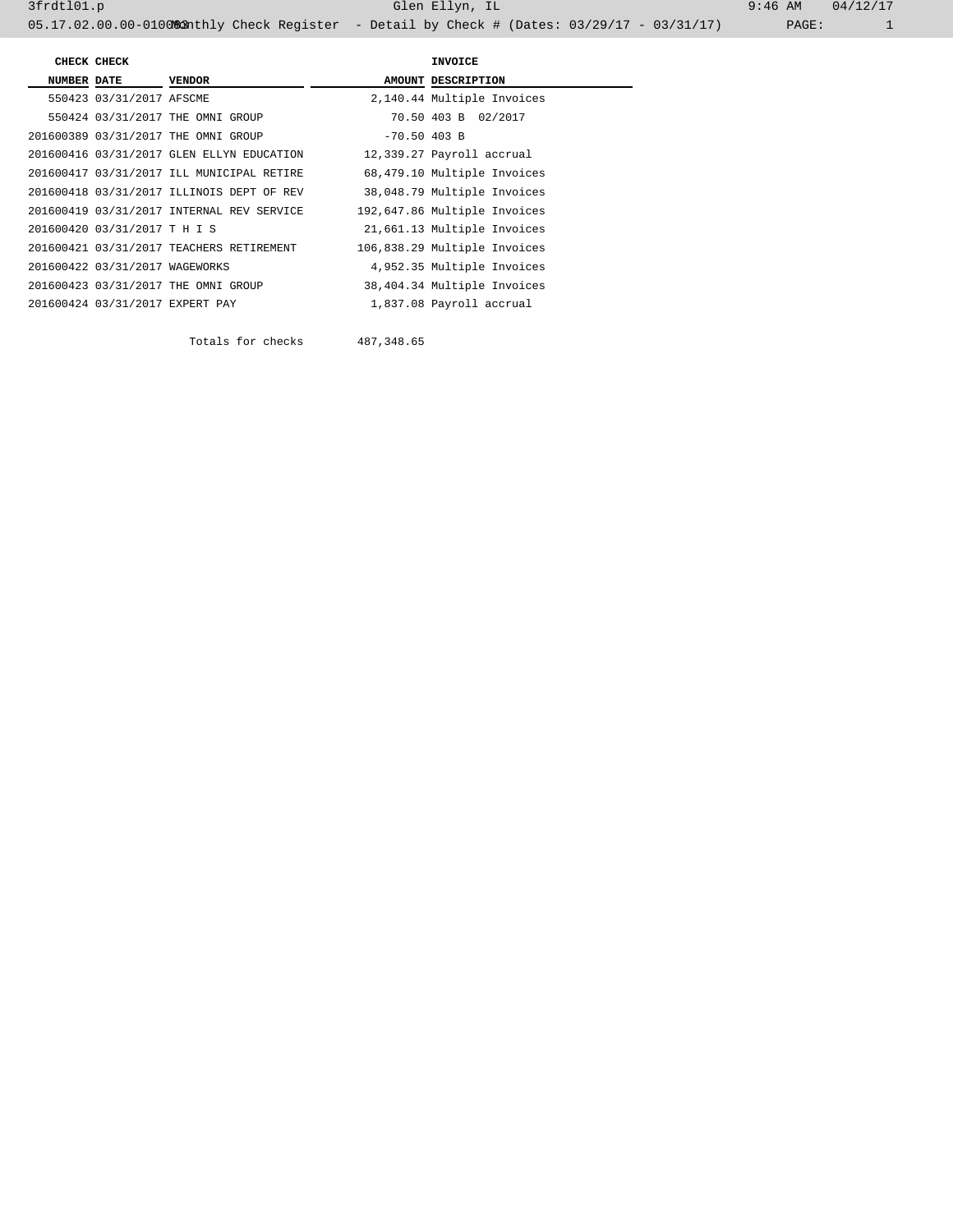Monthly Check Register - Detail by Check # (Dates: 03/29/17 - 03/31/17)

| CHECK NUMBER | CHECK DATE | VENDOR | AMOUNT | INVOICE DESCRIPTION |
|---|---|---|---|---|
| 550423 | 03/31/2017 | AFSCME | 2,140.44 | Multiple Invoices |
| 550424 | 03/31/2017 | THE OMNI GROUP | 70.50 | 403 B 02/2017 |
| 201600389 | 03/31/2017 | THE OMNI GROUP | -70.50 | 403 B |
| 201600416 | 03/31/2017 | GLEN ELLYN EDUCATION | 12,339.27 | Payroll accrual |
| 201600417 | 03/31/2017 | ILL MUNICIPAL RETIRE | 68,479.10 | Multiple Invoices |
| 201600418 | 03/31/2017 | ILLINOIS DEPT OF REV | 38,048.79 | Multiple Invoices |
| 201600419 | 03/31/2017 | INTERNAL REV SERVICE | 192,647.86 | Multiple Invoices |
| 201600420 | 03/31/2017 | T H I S | 21,661.13 | Multiple Invoices |
| 201600421 | 03/31/2017 | TEACHERS RETIREMENT | 106,838.29 | Multiple Invoices |
| 201600422 | 03/31/2017 | WAGEWORKS | 4,952.35 | Multiple Invoices |
| 201600423 | 03/31/2017 | THE OMNI GROUP | 38,404.34 | Multiple Invoices |
| 201600424 | 03/31/2017 | EXPERT PAY | 1,837.08 | Payroll accrual |
| | | Totals for checks | 487,348.65 | |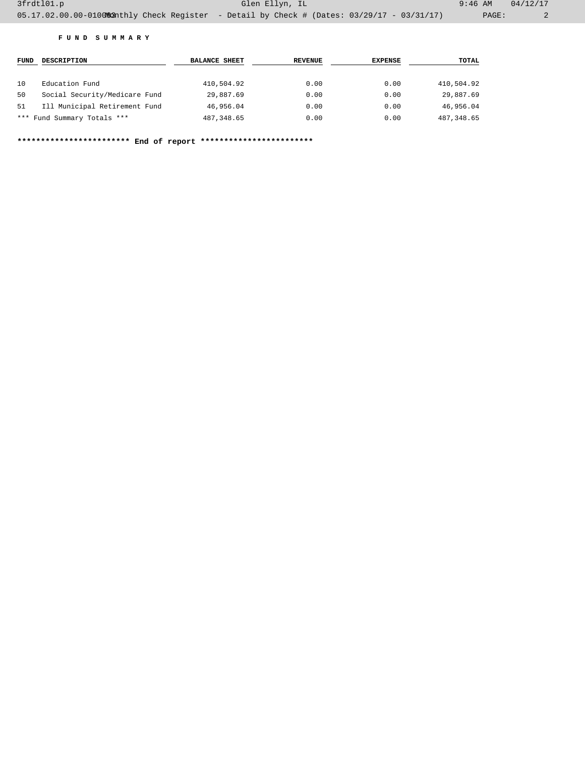**F U N D   S U M M A R Y**

| FUND | DESCRIPTION | BALANCE SHEET | REVENUE | EXPENSE | TOTAL |
|---|---|---|---|---|---|
| 10 | Education Fund | 410,504.92 | 0.00 | 0.00 | 410,504.92 |
| 50 | Social Security/Medicare Fund | 29,887.69 | 0.00 | 0.00 | 29,887.69 |
| 51 | Ill Municipal Retirement Fund | 46,956.04 | 0.00 | 0.00 | 46,956.04 |
| *** Fund Summary Totals *** | | 487,348.65 | 0.00 | 0.00 | 487,348.65 |

**************************** End of report ****************************